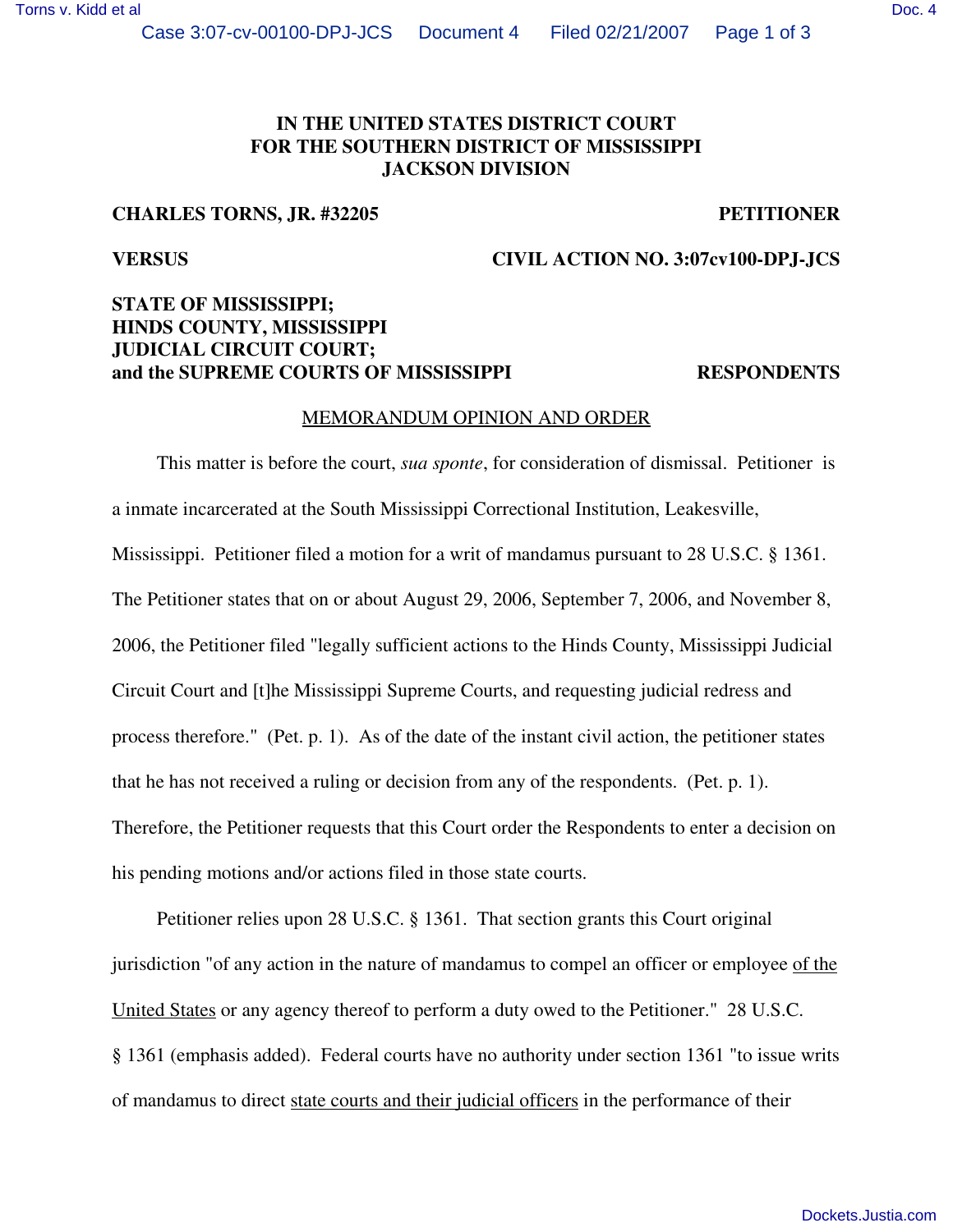**IN THE UNITED STATES DISTRICT COURT**
**FOR THE SOUTHERN DISTRICT OF MISSISSIPPI**
**JACKSON DIVISION**

**CHARLES TORNS, JR. #32205** **PETITIONER**

**VERSUS** **CIVIL ACTION NO. 3:07cv100-DPJ-JCS**

**STATE OF MISSISSIPPI;**
**HINDS COUNTY, MISSISSIPPI**
**JUDICIAL CIRCUIT COURT;**
**and the SUPREME COURTS OF MISSISSIPPI** **RESPONDENTS**

MEMORANDUM OPINION AND ORDER

This matter is before the court, *sua sponte*, for consideration of dismissal. Petitioner is a inmate incarcerated at the South Mississippi Correctional Institution, Leakesville, Mississippi. Petitioner filed a motion for a writ of mandamus pursuant to 28 U.S.C. § 1361. The Petitioner states that on or about August 29, 2006, September 7, 2006, and November 8, 2006, the Petitioner filed "legally sufficient actions to the Hinds County, Mississippi Judicial Circuit Court and [t]he Mississippi Supreme Courts, and requesting judicial redress and process therefore." (Pet. p. 1). As of the date of the instant civil action, the petitioner states that he has not received a ruling or decision from any of the respondents. (Pet. p. 1). Therefore, the Petitioner requests that this Court order the Respondents to enter a decision on his pending motions and/or actions filed in those state courts.

Petitioner relies upon 28 U.S.C. § 1361. That section grants this Court original jurisdiction "of any action in the nature of mandamus to compel an officer or employee of the United States or any agency thereof to perform a duty owed to the Petitioner." 28 U.S.C. § 1361 (emphasis added). Federal courts have no authority under section 1361 "to issue writs of mandamus to direct state courts and their judicial officers in the performance of their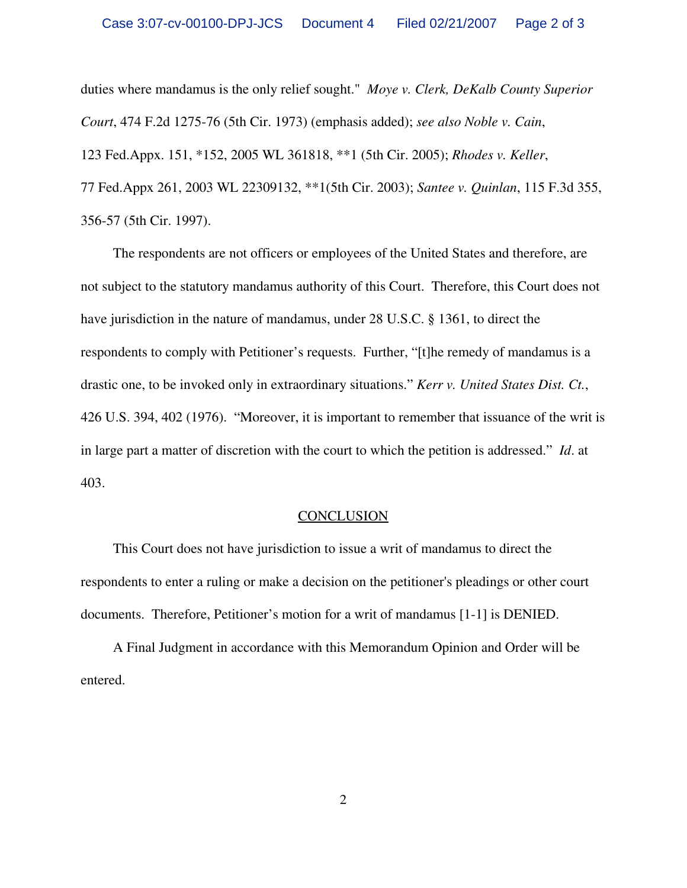duties where mandamus is the only relief sought." *Moye v. Clerk, DeKalb County Superior Court*, 474 F.2d 1275-76 (5th Cir. 1973) (emphasis added); *see also Noble v. Cain*, 123 Fed.Appx. 151, *152, 2005 WL 361818, **1 (5th Cir. 2005); *Rhodes v. Keller*, 77 Fed.Appx 261, 2003 WL 22309132, **1(5th Cir. 2003); *Santee v. Quinlan*, 115 F.3d 355, 356-57 (5th Cir. 1997).

The respondents are not officers or employees of the United States and therefore, are not subject to the statutory mandamus authority of this Court. Therefore, this Court does not have jurisdiction in the nature of mandamus, under 28 U.S.C. § 1361, to direct the respondents to comply with Petitioner's requests. Further, "[t]he remedy of mandamus is a drastic one, to be invoked only in extraordinary situations." *Kerr v. United States Dist. Ct.*, 426 U.S. 394, 402 (1976). "Moreover, it is important to remember that issuance of the writ is in large part a matter of discretion with the court to which the petition is addressed." *Id*. at 403.

## CONCLUSION

This Court does not have jurisdiction to issue a writ of mandamus to direct the respondents to enter a ruling or make a decision on the petitioner's pleadings or other court documents. Therefore, Petitioner's motion for a writ of mandamus [1-1] is DENIED.

A Final Judgment in accordance with this Memorandum Opinion and Order will be entered.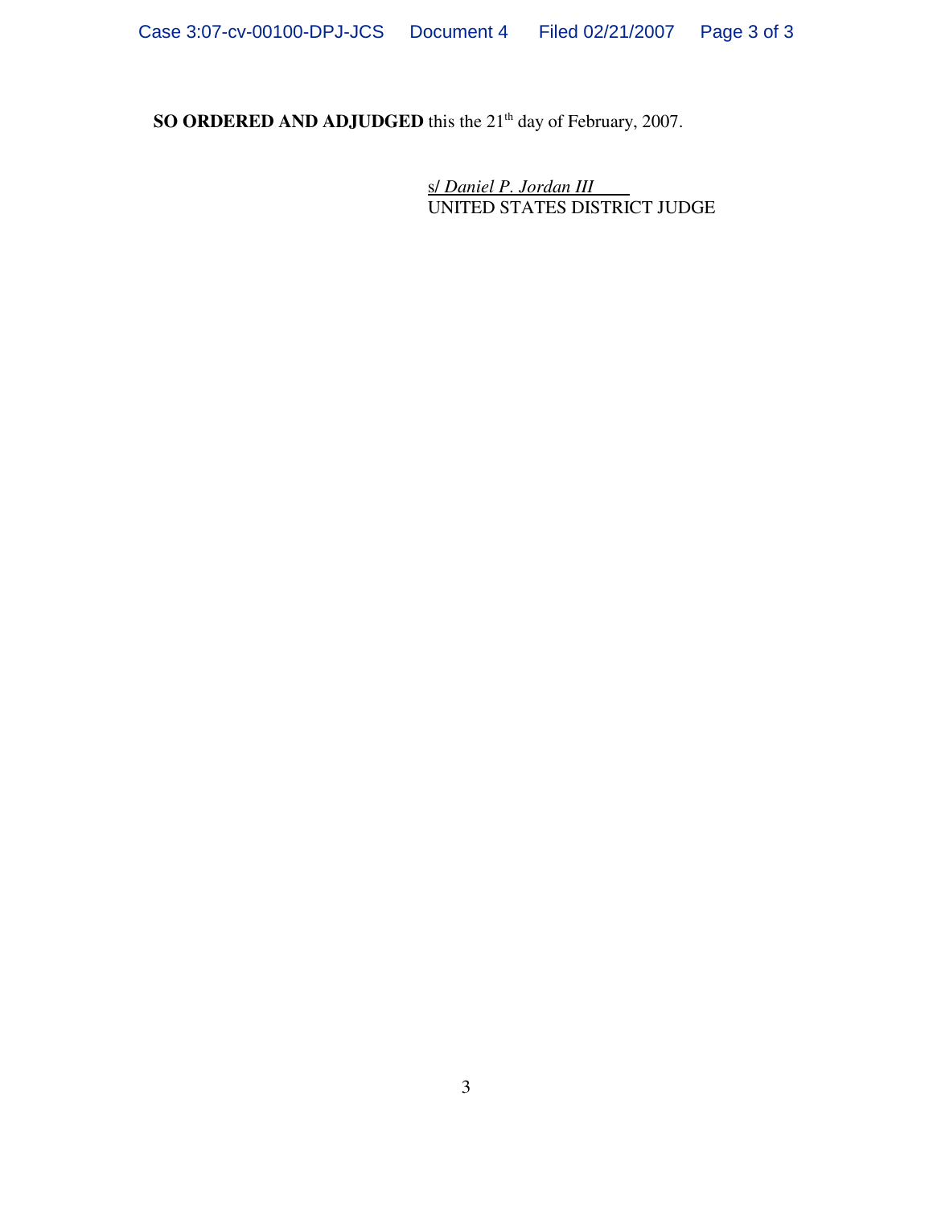**SO ORDERED AND ADJUDGED** this the 21th day of February, 2007.

s/ *Daniel P. Jordan III*
UNITED STATES DISTRICT JUDGE